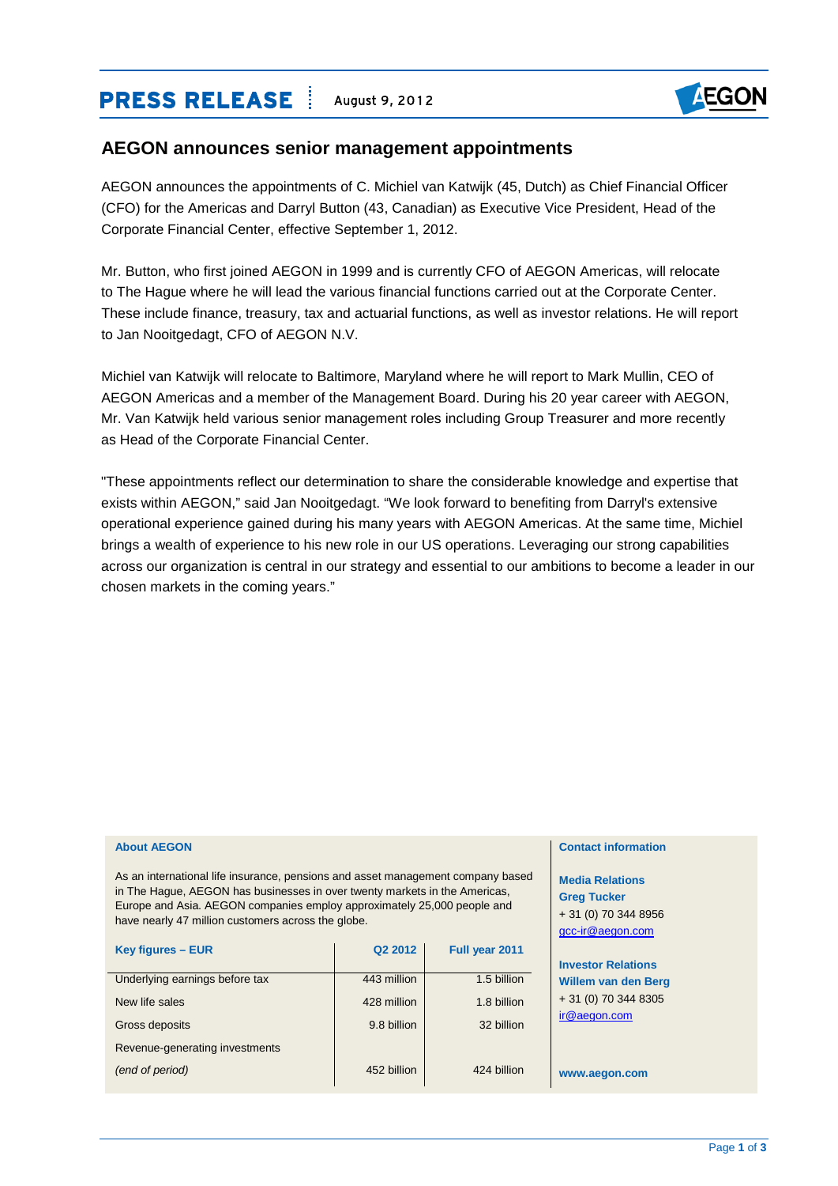**PRESS RELEASE** August 9, 2012

# AEGON announces senior management appointments

AEGON announces the appointments of C. Michiel van Katwijk (45, Dutch) as Chief Financial Officer (CFO) for the Americas and Darryl Button (43, Canadian) as Executive Vice President, Head of the Corporate Financial Center, effective September 1, 2012.

Mr. Button, who first joined AEGON in 1999 and is currently CFO of AEGON Americas, will relocate to The Hague where he will lead the various financial functions carried out at the Corporate Center. These include finance, treasury, tax and actuarial functions, as well as investor relations. He will report to Jan Nooitgedagt, CFO of AEGON N.V.

Michiel van Katwijk will relocate to Baltimore, Maryland where he will report to Mark Mullin, CEO of AEGON Americas and a member of the Management Board. During his 20 year career with AEGON, Mr. Van Katwijk held various senior management roles including Group Treasurer and more recently as Head of the Corporate Financial Center.

"These appointments reflect our determination to share the considerable knowledge and expertise that exists within AEGON," said Jan Nooitgedagt. "We look forward to benefiting from Darryl's extensive operational experience gained during his many years with AEGON Americas. At the same time, Michiel brings a wealth of experience to his new role in our US operations. Leveraging our strong capabilities across our organization is central in our strategy and essential to our ambitions to become a leader in our chosen markets in the coming years."

**About AEGON**

As an international life insurance, pensions and asset management company based in The Hague, AEGON has businesses in over twenty markets in the Americas, Europe and Asia. AEGON companies employ approximately 25,000 people and have nearly 47 million customers across the globe.

| Key figures – EUR | Q2 2012 | Full year 2011 |
|---|---|---|
| Underlying earnings before tax | 443 million | 1.5 billion |
| New life sales | 428 million | 1.8 billion |
| Gross deposits | 9.8 billion | 32 billion |
| Revenue-generating investments *(end of period)* | 452 billion | 424 billion |

**Contact information**

**Media Relations**
**Greg Tucker**
+ 31 (0) 70 344 8956
gcc-ir@aegon.com

**Investor Relations**
**Willem van den Berg**
+ 31 (0) 70 344 8305
ir@aegon.com

**www.aegon.com**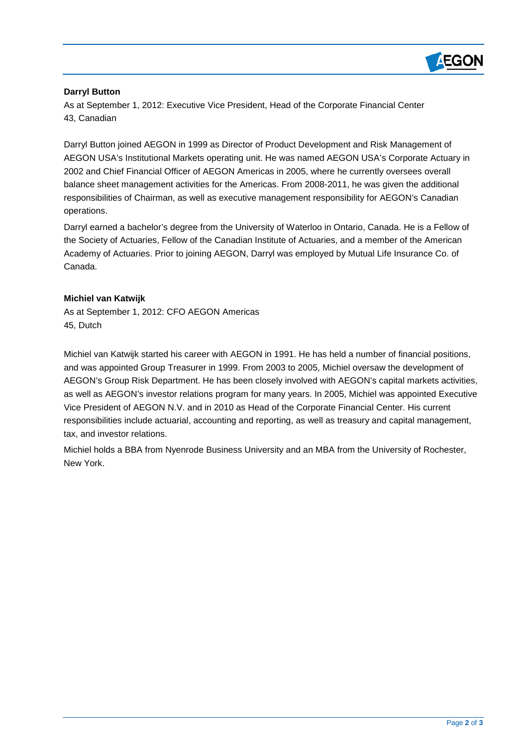**Darryl Button**

As at September 1, 2012: Executive Vice President, Head of the Corporate Financial Center
43, Canadian

Darryl Button joined AEGON in 1999 as Director of Product Development and Risk Management of AEGON USA's Institutional Markets operating unit. He was named AEGON USA's Corporate Actuary in 2002 and Chief Financial Officer of AEGON Americas in 2005, where he currently oversees overall balance sheet management activities for the Americas. From 2008-2011, he was given the additional responsibilities of Chairman, as well as executive management responsibility for AEGON's Canadian operations.

Darryl earned a bachelor's degree from the University of Waterloo in Ontario, Canada. He is a Fellow of the Society of Actuaries, Fellow of the Canadian Institute of Actuaries, and a member of the American Academy of Actuaries. Prior to joining AEGON, Darryl was employed by Mutual Life Insurance Co. of Canada.

**Michiel van Katwijk**

As at September 1, 2012: CFO AEGON Americas
45, Dutch

Michiel van Katwijk started his career with AEGON in 1991. He has held a number of financial positions, and was appointed Group Treasurer in 1999. From 2003 to 2005, Michiel oversaw the development of AEGON's Group Risk Department. He has been closely involved with AEGON's capital markets activities, as well as AEGON's investor relations program for many years. In 2005, Michiel was appointed Executive Vice President of AEGON N.V. and in 2010 as Head of the Corporate Financial Center. His current responsibilities include actuarial, accounting and reporting, as well as treasury and capital management, tax, and investor relations.

Michiel holds a BBA from Nyenrode Business University and an MBA from the University of Rochester, New York.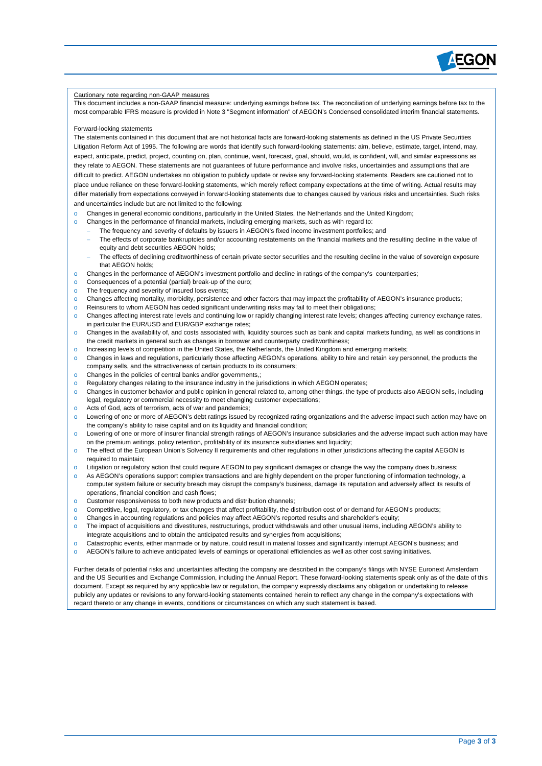<u>Cautionary note regarding non-GAAP measures</u>

This document includes a non-GAAP financial measure: underlying earnings before tax. The reconciliation of underlying earnings before tax to the most comparable IFRS measure is provided in Note 3 "Segment information" of AEGON's Condensed consolidated interim financial statements.

<u>Forward-looking statements</u>

The statements contained in this document that are not historical facts are forward-looking statements as defined in the US Private Securities Litigation Reform Act of 1995. The following are words that identify such forward-looking statements: aim, believe, estimate, target, intend, may, expect, anticipate, predict, project, counting on, plan, continue, want, forecast, goal, should, would, is confident, will, and similar expressions as they relate to AEGON. These statements are not guarantees of future performance and involve risks, uncertainties and assumptions that are difficult to predict. AEGON undertakes no obligation to publicly update or revise any forward-looking statements. Readers are cautioned not to place undue reliance on these forward-looking statements, which merely reflect company expectations at the time of writing. Actual results may differ materially from expectations conveyed in forward-looking statements due to changes caused by various risks and uncertainties. Such risks and uncertainties include but are not limited to the following:

- Changes in general economic conditions, particularly in the United States, the Netherlands and the United Kingdom;
- Changes in the performance of financial markets, including emerging markets, such as with regard to:
  - The frequency and severity of defaults by issuers in AEGON's fixed income investment portfolios; and
  - The effects of corporate bankruptcies and/or accounting restatements on the financial markets and the resulting decline in the value of equity and debt securities AEGON holds;
  - The effects of declining creditworthiness of certain private sector securities and the resulting decline in the value of sovereign exposure that AEGON holds;
- Changes in the performance of AEGON's investment portfolio and decline in ratings of the company's counterparties;
- Consequences of a potential (partial) break-up of the euro;
- The frequency and severity of insured loss events;
- Changes affecting mortality, morbidity, persistence and other factors that may impact the profitability of AEGON's insurance products;
- Reinsurers to whom AEGON has ceded significant underwriting risks may fail to meet their obligations;
- Changes affecting interest rate levels and continuing low or rapidly changing interest rate levels; changes affecting currency exchange rates, in particular the EUR/USD and EUR/GBP exchange rates;
- Changes in the availability of, and costs associated with, liquidity sources such as bank and capital markets funding, as well as conditions in the credit markets in general such as changes in borrower and counterparty creditworthiness;
- Increasing levels of competition in the United States, the Netherlands, the United Kingdom and emerging markets;
- Changes in laws and regulations, particularly those affecting AEGON's operations, ability to hire and retain key personnel, the products the company sells, and the attractiveness of certain products to its consumers;
- Changes in the policies of central banks and/or governments,;
- Regulatory changes relating to the insurance industry in the jurisdictions in which AEGON operates;
- Changes in customer behavior and public opinion in general related to, among other things, the type of products also AEGON sells, including legal, regulatory or commercial necessity to meet changing customer expectations;
- Acts of God, acts of terrorism, acts of war and pandemics;
- Lowering of one or more of AEGON's debt ratings issued by recognized rating organizations and the adverse impact such action may have on the company's ability to raise capital and on its liquidity and financial condition;
- Lowering of one or more of insurer financial strength ratings of AEGON's insurance subsidiaries and the adverse impact such action may have on the premium writings, policy retention, profitability of its insurance subsidiaries and liquidity;
- The effect of the European Union's Solvency II requirements and other regulations in other jurisdictions affecting the capital AEGON is required to maintain;
- Litigation or regulatory action that could require AEGON to pay significant damages or change the way the company does business;
- As AEGON's operations support complex transactions and are highly dependent on the proper functioning of information technology, a computer system failure or security breach may disrupt the company's business, damage its reputation and adversely affect its results of operations, financial condition and cash flows;
- Customer responsiveness to both new products and distribution channels;
- Competitive, legal, regulatory, or tax changes that affect profitability, the distribution cost of or demand for AEGON's products;
- Changes in accounting regulations and policies may affect AEGON's reported results and shareholder's equity;
- The impact of acquisitions and divestitures, restructurings, product withdrawals and other unusual items, including AEGON's ability to integrate acquisitions and to obtain the anticipated results and synergies from acquisitions;
- Catastrophic events, either manmade or by nature, could result in material losses and significantly interrupt AEGON's business; and
- AEGON's failure to achieve anticipated levels of earnings or operational efficiencies as well as other cost saving initiatives.

Further details of potential risks and uncertainties affecting the company are described in the company's filings with NYSE Euronext Amsterdam and the US Securities and Exchange Commission, including the Annual Report. These forward-looking statements speak only as of the date of this document. Except as required by any applicable law or regulation, the company expressly disclaims any obligation or undertaking to release publicly any updates or revisions to any forward-looking statements contained herein to reflect any change in the company's expectations with regard thereto or any change in events, conditions or circumstances on which any such statement is based.